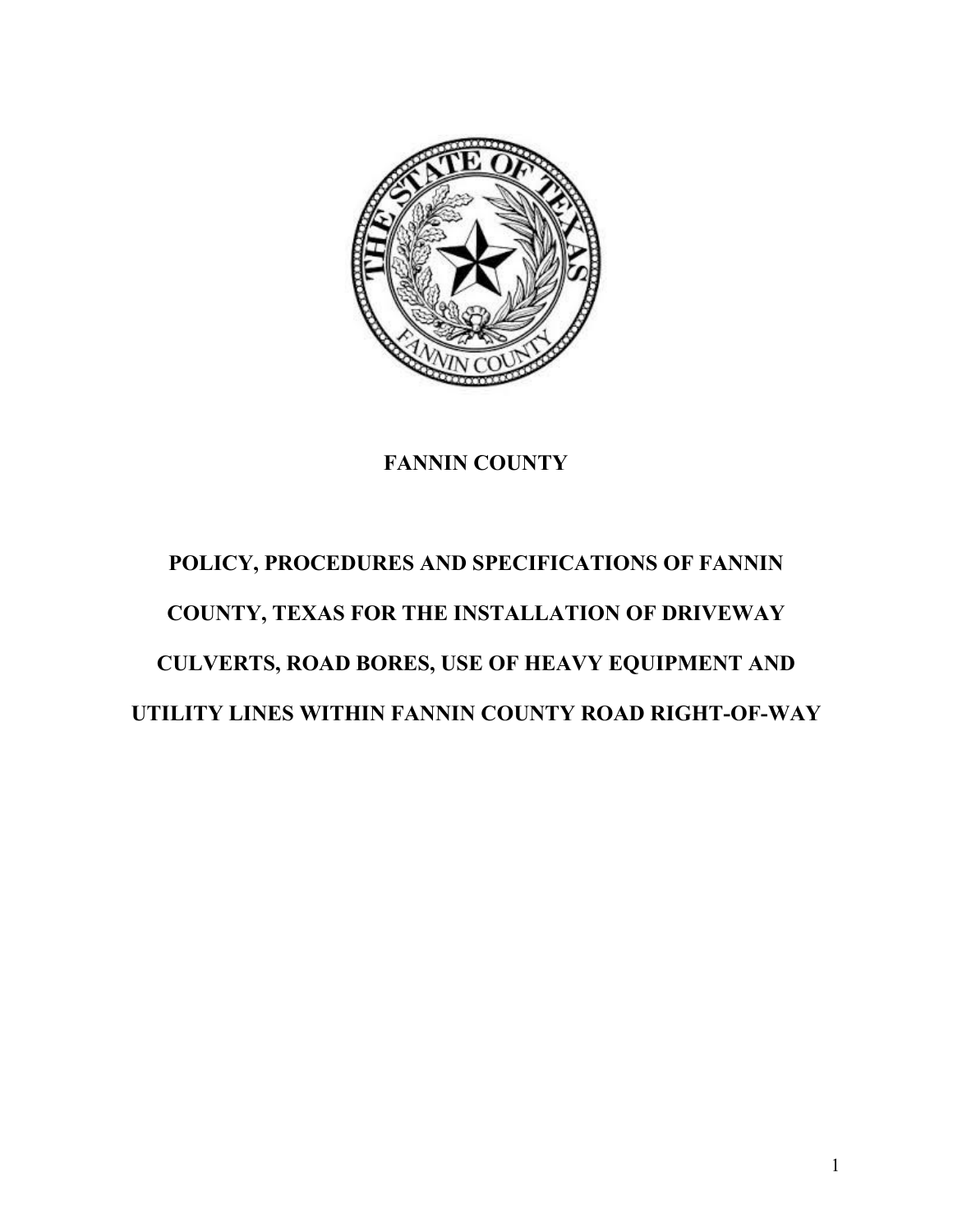# FANNIN COUNTY

## POLICY, PROCEDURES AND SPECIFICATIONS OF FANNIN COUNTY, TEXAS FOR THE INSTALLATION OF DRIVEWAY CULVERTS, ROAD BORES, USE OF HEAVY EQUIPMENT AND UTILITY LINES WITHIN FANNIN COUNTY ROAD RIGHT-OF-WAY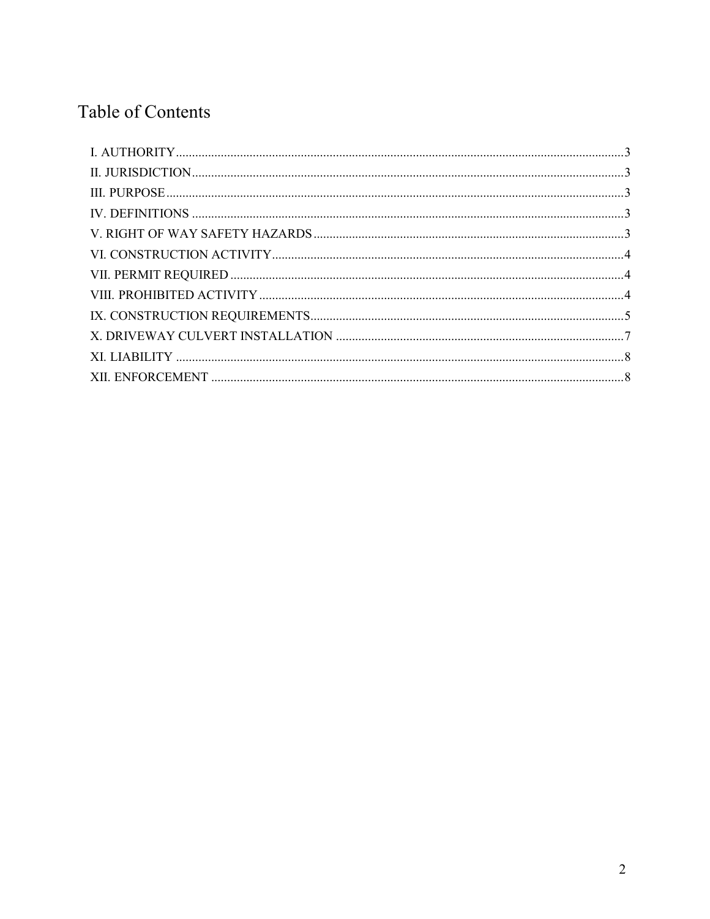# Table of Contents

I. AUTHORITY ........................................................................................................................................3
II. JURISDICTION ...................................................................................................................................3
III. PURPOSE ..........................................................................................................................................3
IV. DEFINITIONS ....................................................................................................................................3
V. RIGHT OF WAY SAFETY HAZARDS ..............................................................................................3
VI. CONSTRUCTION ACTIVITY ............................................................................................................4
VII. PERMIT REQUIRED ........................................................................................................................4
VIII. PROHIBITED ACTIVITY ..................................................................................................................4
IX. CONSTRUCTION REQUIREMENTS .................................................................................................5
X. DRIVEWAY CULVERT INSTALLATION ..........................................................................................7
XI. LIABILITY .........................................................................................................................................8
XII. ENFORCEMENT ..............................................................................................................................8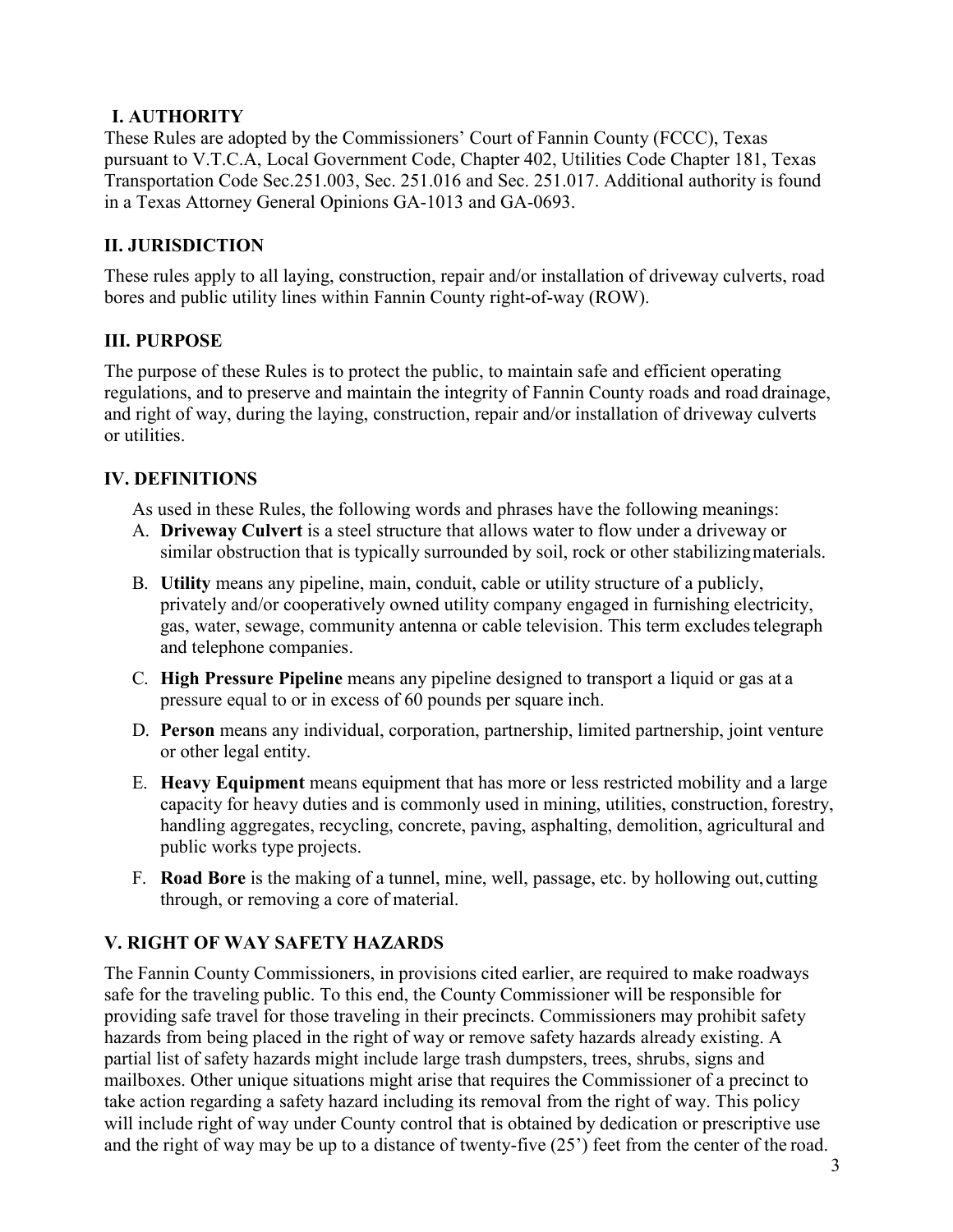## I. AUTHORITY

These Rules are adopted by the Commissioners' Court of Fannin County (FCCC), Texas pursuant to V.T.C.A, Local Government Code, Chapter 402, Utilities Code Chapter 181, Texas Transportation Code Sec.251.003, Sec. 251.016 and Sec. 251.017. Additional authority is found in a Texas Attorney General Opinions GA-1013 and GA-0693.

## II. JURISDICTION

These rules apply to all laying, construction, repair and/or installation of driveway culverts, road bores and public utility lines within Fannin County right-of-way (ROW).

## III. PURPOSE

The purpose of these Rules is to protect the public, to maintain safe and efficient operating regulations, and to preserve and maintain the integrity of Fannin County roads and road drainage, and right of way, during the laying, construction, repair and/or installation of driveway culverts or utilities.

## IV. DEFINITIONS

As used in these Rules, the following words and phrases have the following meanings:

A. **Driveway Culvert** is a steel structure that allows water to flow under a driveway or similar obstruction that is typically surrounded by soil, rock or other stabilizing materials.

B. **Utility** means any pipeline, main, conduit, cable or utility structure of a publicly, privately and/or cooperatively owned utility company engaged in furnishing electricity, gas, water, sewage, community antenna or cable television. This term excludes telegraph and telephone companies.

C. **High Pressure Pipeline** means any pipeline designed to transport a liquid or gas at a pressure equal to or in excess of 60 pounds per square inch.

D. **Person** means any individual, corporation, partnership, limited partnership, joint venture or other legal entity.

E. **Heavy Equipment** means equipment that has more or less restricted mobility and a large capacity for heavy duties and is commonly used in mining, utilities, construction, forestry, handling aggregates, recycling, concrete, paving, asphalting, demolition, agricultural and public works type projects.

F. **Road Bore** is the making of a tunnel, mine, well, passage, etc. by hollowing out, cutting through, or removing a core of material.

## V. RIGHT OF WAY SAFETY HAZARDS

The Fannin County Commissioners, in provisions cited earlier, are required to make roadways safe for the traveling public. To this end, the County Commissioner will be responsible for providing safe travel for those traveling in their precincts. Commissioners may prohibit safety hazards from being placed in the right of way or remove safety hazards already existing. A partial list of safety hazards might include large trash dumpsters, trees, shrubs, signs and mailboxes. Other unique situations might arise that requires the Commissioner of a precinct to take action regarding a safety hazard including its removal from the right of way. This policy will include right of way under County control that is obtained by dedication or prescriptive use and the right of way may be up to a distance of twenty-five (25') feet from the center of the road.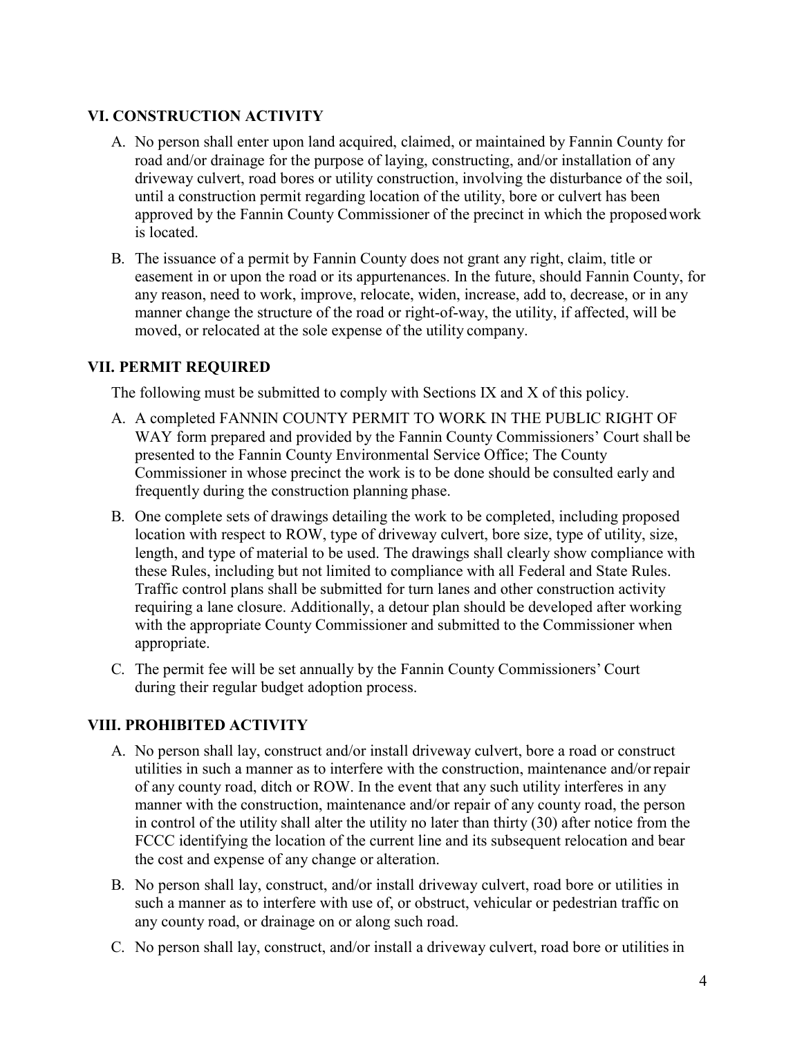## VI. CONSTRUCTION ACTIVITY

A. No person shall enter upon land acquired, claimed, or maintained by Fannin County for road and/or drainage for the purpose of laying, constructing, and/or installation of any driveway culvert, road bores or utility construction, involving the disturbance of the soil, until a construction permit regarding location of the utility, bore or culvert has been approved by the Fannin County Commissioner of the precinct in which the proposed work is located.

B. The issuance of a permit by Fannin County does not grant any right, claim, title or easement in or upon the road or its appurtenances. In the future, should Fannin County, for any reason, need to work, improve, relocate, widen, increase, add to, decrease, or in any manner change the structure of the road or right-of-way, the utility, if affected, will be moved, or relocated at the sole expense of the utility company.

## VII. PERMIT REQUIRED

The following must be submitted to comply with Sections IX and X of this policy.

A. A completed FANNIN COUNTY PERMIT TO WORK IN THE PUBLIC RIGHT OF WAY form prepared and provided by the Fannin County Commissioners' Court shall be presented to the Fannin County Environmental Service Office; The County Commissioner in whose precinct the work is to be done should be consulted early and frequently during the construction planning phase.

B. One complete sets of drawings detailing the work to be completed, including proposed location with respect to ROW, type of driveway culvert, bore size, type of utility, size, length, and type of material to be used. The drawings shall clearly show compliance with these Rules, including but not limited to compliance with all Federal and State Rules. Traffic control plans shall be submitted for turn lanes and other construction activity requiring a lane closure. Additionally, a detour plan should be developed after working with the appropriate County Commissioner and submitted to the Commissioner when appropriate.

C. The permit fee will be set annually by the Fannin County Commissioners' Court during their regular budget adoption process.

## VIII. PROHIBITED ACTIVITY

A. No person shall lay, construct and/or install driveway culvert, bore a road or construct utilities in such a manner as to interfere with the construction, maintenance and/or repair of any county road, ditch or ROW. In the event that any such utility interferes in any manner with the construction, maintenance and/or repair of any county road, the person in control of the utility shall alter the utility no later than thirty (30) after notice from the FCCC identifying the location of the current line and its subsequent relocation and bear the cost and expense of any change or alteration.

B. No person shall lay, construct, and/or install driveway culvert, road bore or utilities in such a manner as to interfere with use of, or obstruct, vehicular or pedestrian traffic on any county road, or drainage on or along such road.

C. No person shall lay, construct, and/or install a driveway culvert, road bore or utilities in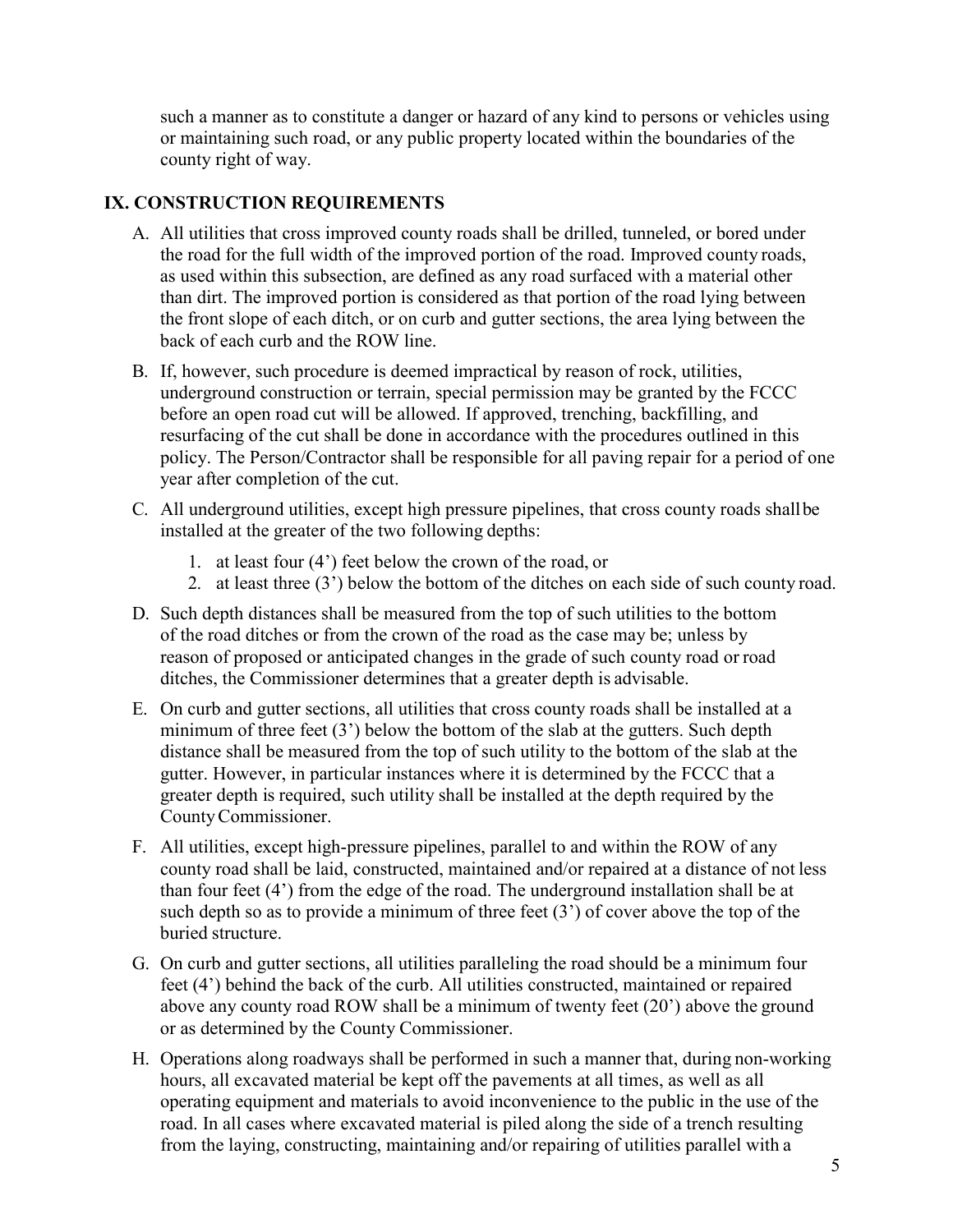such a manner as to constitute a danger or hazard of any kind to persons or vehicles using or maintaining such road, or any public property located within the boundaries of the county right of way.

## IX. CONSTRUCTION REQUIREMENTS

A. All utilities that cross improved county roads shall be drilled, tunneled, or bored under the road for the full width of the improved portion of the road. Improved county roads, as used within this subsection, are defined as any road surfaced with a material other than dirt. The improved portion is considered as that portion of the road lying between the front slope of each ditch, or on curb and gutter sections, the area lying between the back of each curb and the ROW line.

B. If, however, such procedure is deemed impractical by reason of rock, utilities, underground construction or terrain, special permission may be granted by the FCCC before an open road cut will be allowed. If approved, trenching, backfilling, and resurfacing of the cut shall be done in accordance with the procedures outlined in this policy. The Person/Contractor shall be responsible for all paving repair for a period of one year after completion of the cut.

C. All underground utilities, except high pressure pipelines, that cross county roads shall be installed at the greater of the two following depths:

   1. at least four (4') feet below the crown of the road, or
   2. at least three (3') below the bottom of the ditches on each side of such county road.

D. Such depth distances shall be measured from the top of such utilities to the bottom of the road ditches or from the crown of the road as the case may be; unless by reason of proposed or anticipated changes in the grade of such county road or road ditches, the Commissioner determines that a greater depth is advisable.

E. On curb and gutter sections, all utilities that cross county roads shall be installed at a minimum of three feet (3') below the bottom of the slab at the gutters. Such depth distance shall be measured from the top of such utility to the bottom of the slab at the gutter. However, in particular instances where it is determined by the FCCC that a greater depth is required, such utility shall be installed at the depth required by the County Commissioner.

F. All utilities, except high-pressure pipelines, parallel to and within the ROW of any county road shall be laid, constructed, maintained and/or repaired at a distance of not less than four feet (4') from the edge of the road. The underground installation shall be at such depth so as to provide a minimum of three feet (3') of cover above the top of the buried structure.

G. On curb and gutter sections, all utilities paralleling the road should be a minimum four feet (4') behind the back of the curb. All utilities constructed, maintained or repaired above any county road ROW shall be a minimum of twenty feet (20') above the ground or as determined by the County Commissioner.

H. Operations along roadways shall be performed in such a manner that, during non-working hours, all excavated material be kept off the pavements at all times, as well as all operating equipment and materials to avoid inconvenience to the public in the use of the road. In all cases where excavated material is piled along the side of a trench resulting from the laying, constructing, maintaining and/or repairing of utilities parallel with a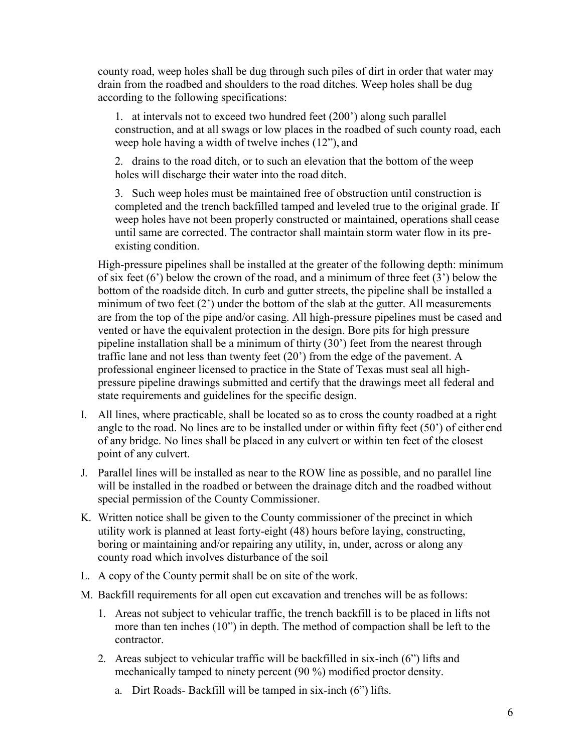county road, weep holes shall be dug through such piles of dirt in order that water may drain from the roadbed and shoulders to the road ditches. Weep holes shall be dug according to the following specifications:

1. at intervals not to exceed two hundred feet (200') along such parallel construction, and at all swags or low places in the roadbed of such county road, each weep hole having a width of twelve inches (12"), and

2. drains to the road ditch, or to such an elevation that the bottom of the weep holes will discharge their water into the road ditch.

3. Such weep holes must be maintained free of obstruction until construction is completed and the trench backfilled tamped and leveled true to the original grade. If weep holes have not been properly constructed or maintained, operations shall cease until same are corrected. The contractor shall maintain storm water flow in its pre-existing condition.

High-pressure pipelines shall be installed at the greater of the following depth: minimum of six feet (6') below the crown of the road, and a minimum of three feet (3') below the bottom of the roadside ditch. In curb and gutter streets, the pipeline shall be installed a minimum of two feet (2') under the bottom of the slab at the gutter. All measurements are from the top of the pipe and/or casing. All high-pressure pipelines must be cased and vented or have the equivalent protection in the design. Bore pits for high pressure pipeline installation shall be a minimum of thirty (30') feet from the nearest through traffic lane and not less than twenty feet (20') from the edge of the pavement. A professional engineer licensed to practice in the State of Texas must seal all high-pressure pipeline drawings submitted and certify that the drawings meet all federal and state requirements and guidelines for the specific design.

I. All lines, where practicable, shall be located so as to cross the county roadbed at a right angle to the road. No lines are to be installed under or within fifty feet (50') of either end of any bridge. No lines shall be placed in any culvert or within ten feet of the closest point of any culvert.

J. Parallel lines will be installed as near to the ROW line as possible, and no parallel line will be installed in the roadbed or between the drainage ditch and the roadbed without special permission of the County Commissioner.

K. Written notice shall be given to the County commissioner of the precinct in which utility work is planned at least forty-eight (48) hours before laying, constructing, boring or maintaining and/or repairing any utility, in, under, across or along any county road which involves disturbance of the soil

L. A copy of the County permit shall be on site of the work.

M. Backfill requirements for all open cut excavation and trenches will be as follows:

1. Areas not subject to vehicular traffic, the trench backfill is to be placed in lifts not more than ten inches (10") in depth. The method of compaction shall be left to the contractor.

2. Areas subject to vehicular traffic will be backfilled in six-inch (6") lifts and mechanically tamped to ninety percent (90 %) modified proctor density.

   a. Dirt Roads- Backfill will be tamped in six-inch (6") lifts.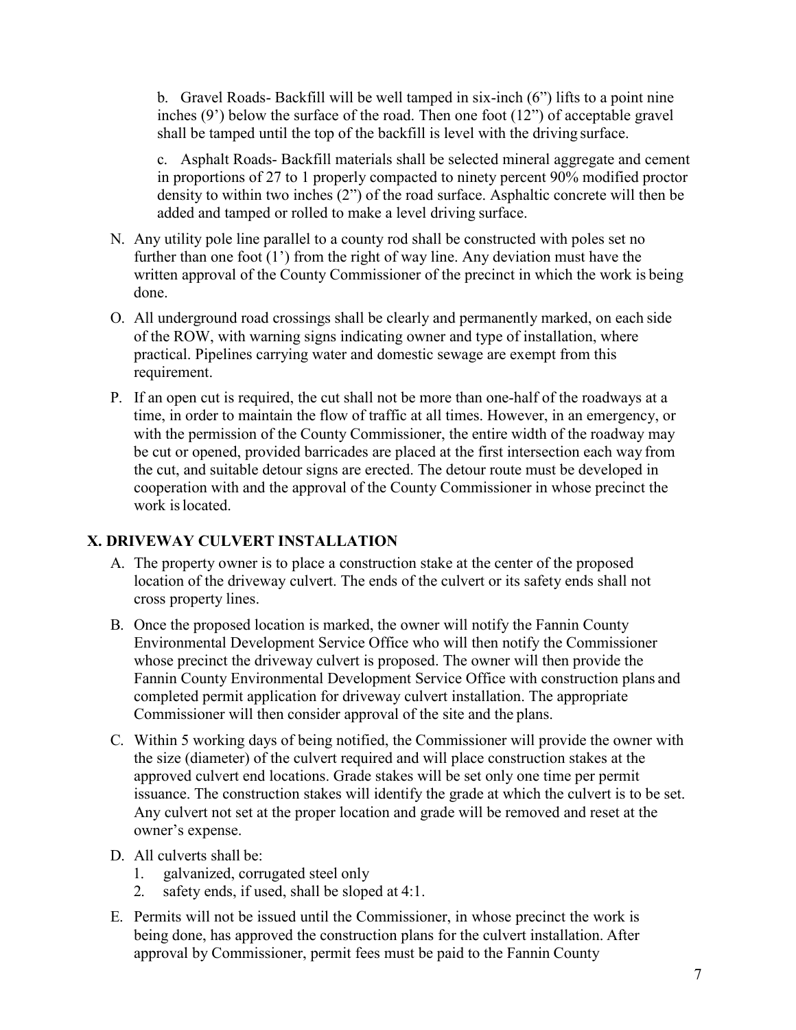b. Gravel Roads- Backfill will be well tamped in six-inch (6") lifts to a point nine inches (9') below the surface of the road. Then one foot (12") of acceptable gravel shall be tamped until the top of the backfill is level with the driving surface.

c. Asphalt Roads- Backfill materials shall be selected mineral aggregate and cement in proportions of 27 to 1 properly compacted to ninety percent 90% modified proctor density to within two inches (2") of the road surface. Asphaltic concrete will then be added and tamped or rolled to make a level driving surface.

N. Any utility pole line parallel to a county rod shall be constructed with poles set no further than one foot (1') from the right of way line. Any deviation must have the written approval of the County Commissioner of the precinct in which the work is being done.

O. All underground road crossings shall be clearly and permanently marked, on each side of the ROW, with warning signs indicating owner and type of installation, where practical. Pipelines carrying water and domestic sewage are exempt from this requirement.

P. If an open cut is required, the cut shall not be more than one-half of the roadways at a time, in order to maintain the flow of traffic at all times. However, in an emergency, or with the permission of the County Commissioner, the entire width of the roadway may be cut or opened, provided barricades are placed at the first intersection each way from the cut, and suitable detour signs are erected. The detour route must be developed in cooperation with and the approval of the County Commissioner in whose precinct the work is located.

## X. DRIVEWAY CULVERT INSTALLATION

A. The property owner is to place a construction stake at the center of the proposed location of the driveway culvert. The ends of the culvert or its safety ends shall not cross property lines.

B. Once the proposed location is marked, the owner will notify the Fannin County Environmental Development Service Office who will then notify the Commissioner whose precinct the driveway culvert is proposed. The owner will then provide the Fannin County Environmental Development Service Office with construction plans and completed permit application for driveway culvert installation. The appropriate Commissioner will then consider approval of the site and the plans.

C. Within 5 working days of being notified, the Commissioner will provide the owner with the size (diameter) of the culvert required and will place construction stakes at the approved culvert end locations. Grade stakes will be set only one time per permit issuance. The construction stakes will identify the grade at which the culvert is to be set. Any culvert not set at the proper location and grade will be removed and reset at the owner's expense.

D. All culverts shall be:
   1. galvanized, corrugated steel only
   2. safety ends, if used, shall be sloped at 4:1.

E. Permits will not be issued until the Commissioner, in whose precinct the work is being done, has approved the construction plans for the culvert installation. After approval by Commissioner, permit fees must be paid to the Fannin County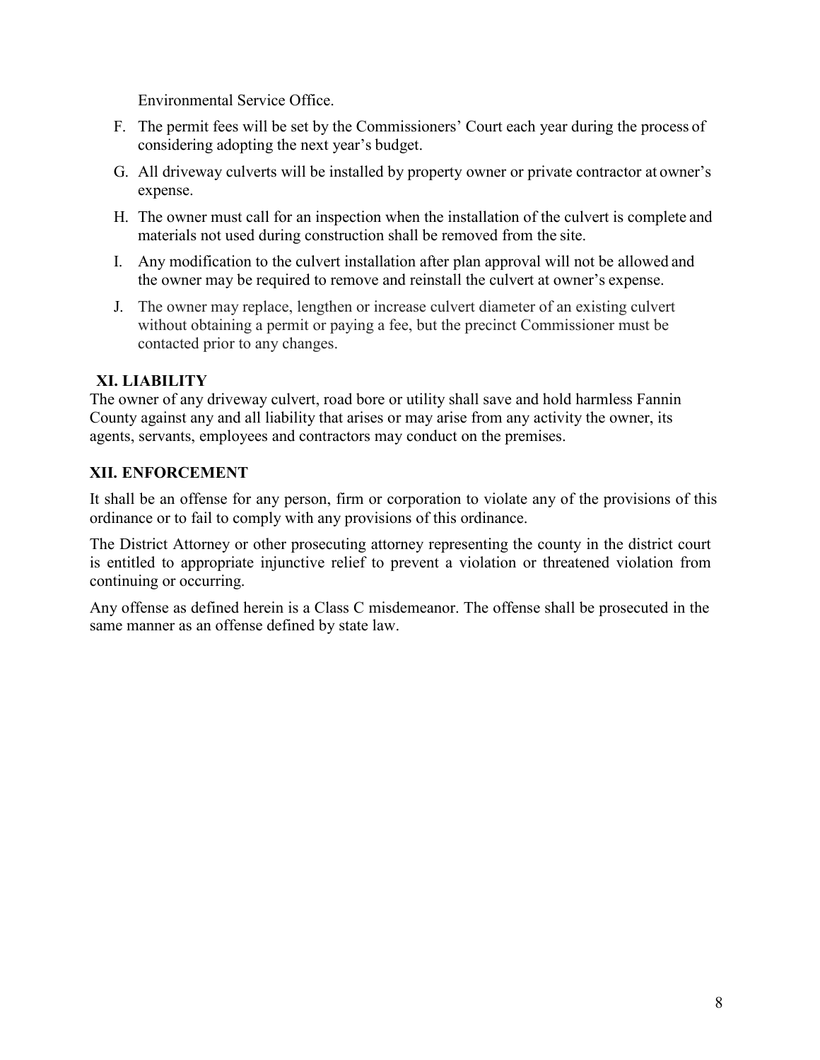Environmental Service Office.

F. The permit fees will be set by the Commissioners' Court each year during the process of considering adopting the next year's budget.

G. All driveway culverts will be installed by property owner or private contractor at owner's expense.

H. The owner must call for an inspection when the installation of the culvert is complete and materials not used during construction shall be removed from the site.

I. Any modification to the culvert installation after plan approval will not be allowed and the owner may be required to remove and reinstall the culvert at owner's expense.

J. The owner may replace, lengthen or increase culvert diameter of an existing culvert without obtaining a permit or paying a fee, but the precinct Commissioner must be contacted prior to any changes.

## XI. LIABILITY

The owner of any driveway culvert, road bore or utility shall save and hold harmless Fannin County against any and all liability that arises or may arise from any activity the owner, its agents, servants, employees and contractors may conduct on the premises.

## XII. ENFORCEMENT

It shall be an offense for any person, firm or corporation to violate any of the provisions of this ordinance or to fail to comply with any provisions of this ordinance.

The District Attorney or other prosecuting attorney representing the county in the district court is entitled to appropriate injunctive relief to prevent a violation or threatened violation from continuing or occurring.

Any offense as defined herein is a Class C misdemeanor. The offense shall be prosecuted in the same manner as an offense defined by state law.